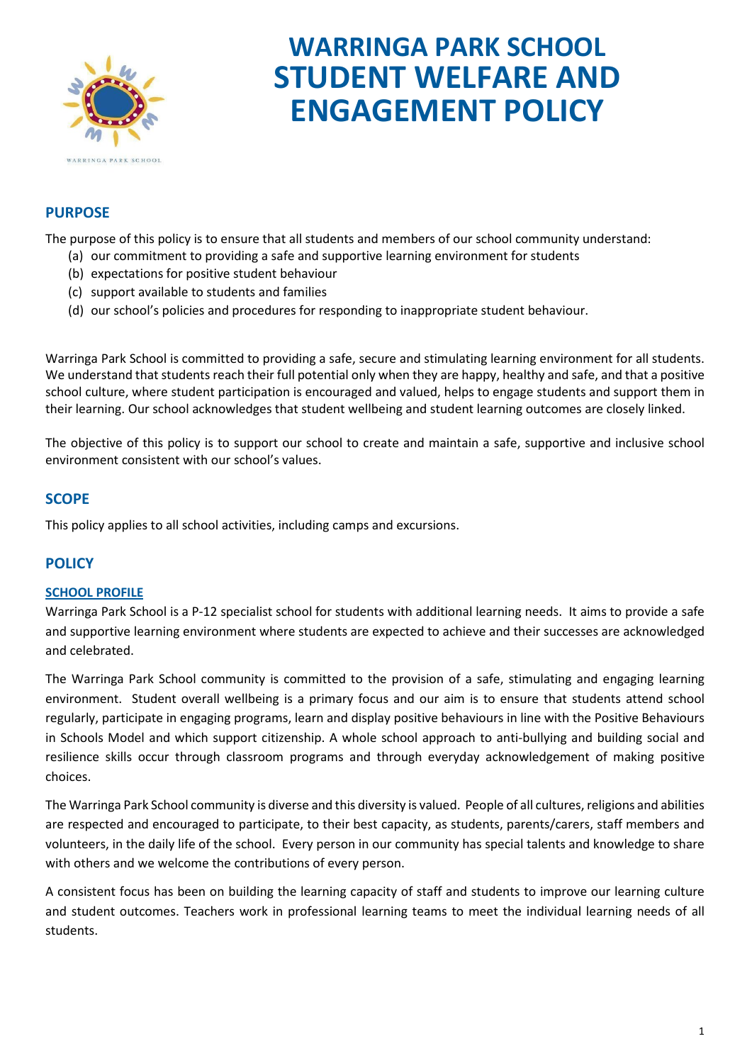# WARRINGA PARK SCHOOL STUDENT WELFARE AND ENGAGEMENT POLICY

## PURPOSE

The purpose of this policy is to ensure that all students and members of our school community understand:

(a) our commitment to providing a safe and supportive learning environment for students
(b) expectations for positive student behaviour
(c) support available to students and families
(d) our school's policies and procedures for responding to inappropriate student behaviour.

Warringa Park School is committed to providing a safe, secure and stimulating learning environment for all students. We understand that students reach their full potential only when they are happy, healthy and safe, and that a positive school culture, where student participation is encouraged and valued, helps to engage students and support them in their learning. Our school acknowledges that student wellbeing and student learning outcomes are closely linked.

The objective of this policy is to support our school to create and maintain a safe, supportive and inclusive school environment consistent with our school's values.

## SCOPE

This policy applies to all school activities, including camps and excursions.

## POLICY

### SCHOOL PROFILE

Warringa Park School is a P-12 specialist school for students with additional learning needs. It aims to provide a safe and supportive learning environment where students are expected to achieve and their successes are acknowledged and celebrated.

The Warringa Park School community is committed to the provision of a safe, stimulating and engaging learning environment. Student overall wellbeing is a primary focus and our aim is to ensure that students attend school regularly, participate in engaging programs, learn and display positive behaviours in line with the Positive Behaviours in Schools Model and which support citizenship. A whole school approach to anti-bullying and building social and resilience skills occur through classroom programs and through everyday acknowledgement of making positive choices.

The Warringa Park School community is diverse and this diversity is valued. People of all cultures, religions and abilities are respected and encouraged to participate, to their best capacity, as students, parents/carers, staff members and volunteers, in the daily life of the school. Every person in our community has special talents and knowledge to share with others and we welcome the contributions of every person.

A consistent focus has been on building the learning capacity of staff and students to improve our learning culture and student outcomes. Teachers work in professional learning teams to meet the individual learning needs of all students.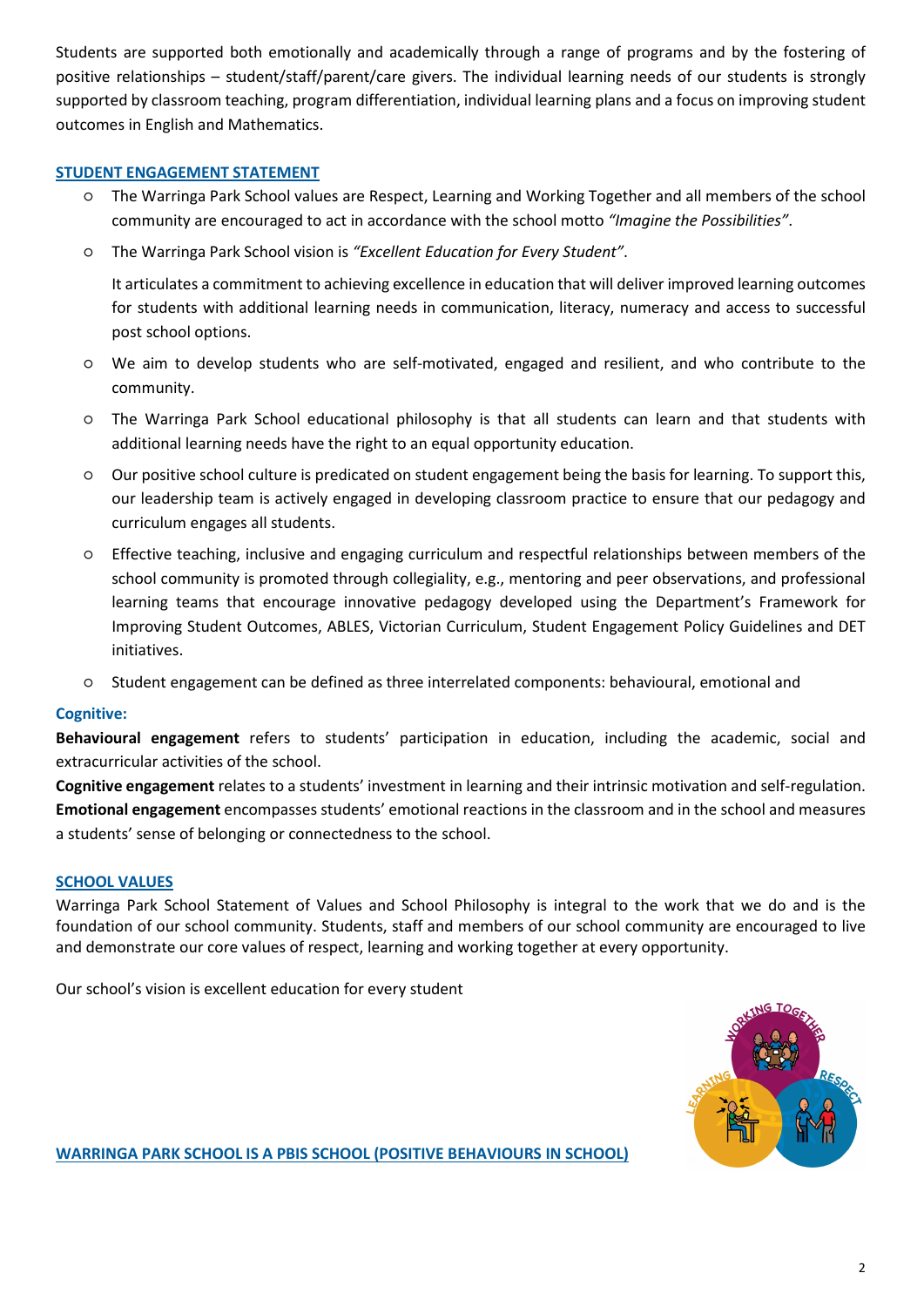Students are supported both emotionally and academically through a range of programs and by the fostering of positive relationships – student/staff/parent/care givers. The individual learning needs of our students is strongly supported by classroom teaching, program differentiation, individual learning plans and a focus on improving student outcomes in English and Mathematics.

## STUDENT ENGAGEMENT STATEMENT

- The Warringa Park School values are Respect, Learning and Working Together and all members of the school community are encouraged to act in accordance with the school motto *"Imagine the Possibilities"*.
- The Warringa Park School vision is *"Excellent Education for Every Student"*.

  It articulates a commitment to achieving excellence in education that will deliver improved learning outcomes for students with additional learning needs in communication, literacy, numeracy and access to successful post school options.
- We aim to develop students who are self-motivated, engaged and resilient, and who contribute to the community.
- The Warringa Park School educational philosophy is that all students can learn and that students with additional learning needs have the right to an equal opportunity education.
- Our positive school culture is predicated on student engagement being the basis for learning. To support this, our leadership team is actively engaged in developing classroom practice to ensure that our pedagogy and curriculum engages all students.
- Effective teaching, inclusive and engaging curriculum and respectful relationships between members of the school community is promoted through collegiality, e.g., mentoring and peer observations, and professional learning teams that encourage innovative pedagogy developed using the Department's Framework for Improving Student Outcomes, ABLES, Victorian Curriculum, Student Engagement Policy Guidelines and DET initiatives.
- Student engagement can be defined as three interrelated components: behavioural, emotional and

### Cognitive:

**Behavioural engagement** refers to students' participation in education, including the academic, social and extracurricular activities of the school.

**Cognitive engagement** relates to a students' investment in learning and their intrinsic motivation and self-regulation.

**Emotional engagement** encompasses students' emotional reactions in the classroom and in the school and measures a students' sense of belonging or connectedness to the school.

## SCHOOL VALUES

Warringa Park School Statement of Values and School Philosophy is integral to the work that we do and is the foundation of our school community. Students, staff and members of our school community are encouraged to live and demonstrate our core values of respect, learning and working together at every opportunity.

Our school's vision is excellent education for every student

## WARRINGA PARK SCHOOL IS A PBIS SCHOOL (POSITIVE BEHAVIOURS IN SCHOOL)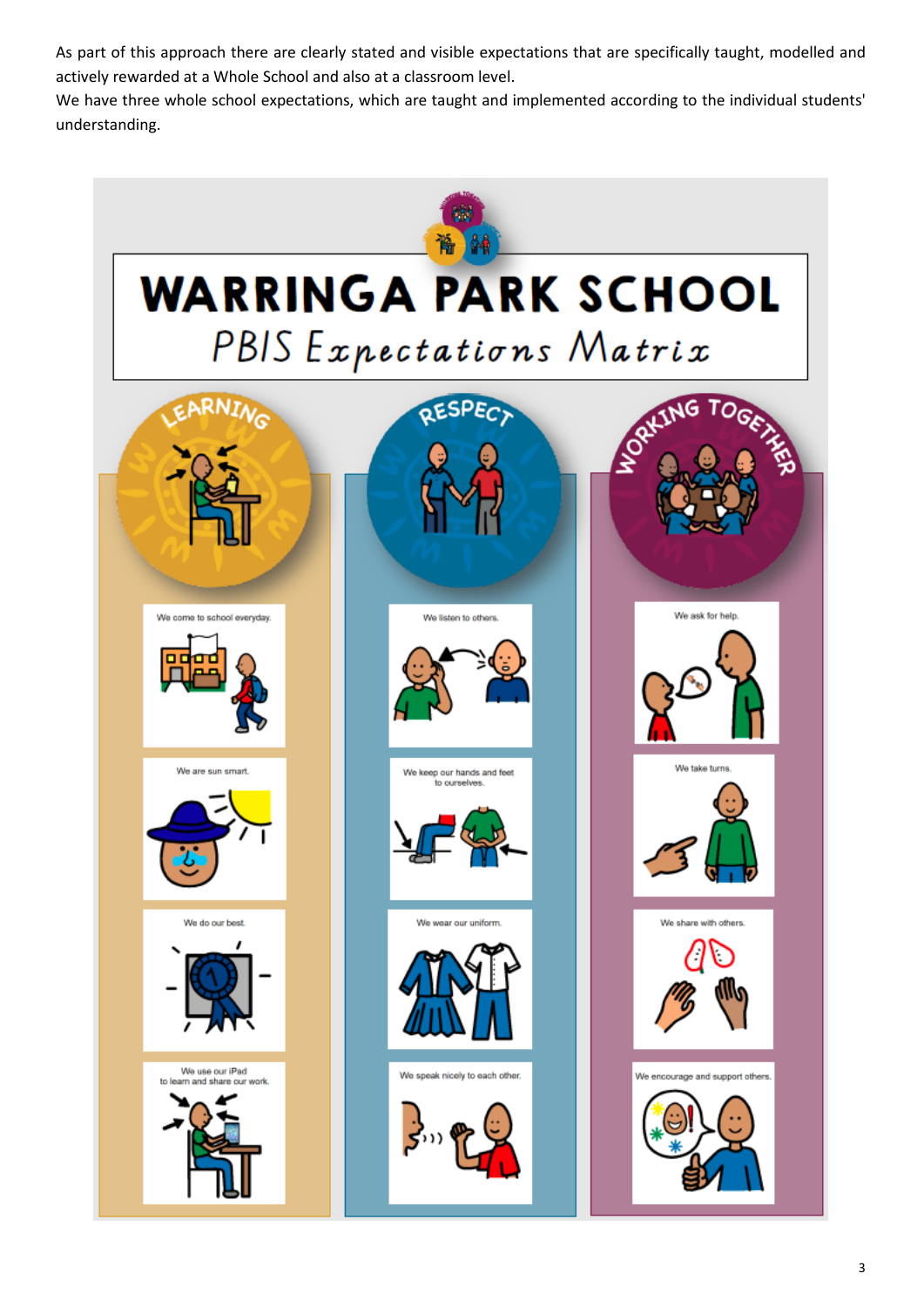As part of this approach there are clearly stated and visible expectations that are specifically taught, modelled and actively rewarded at a Whole School and also at a classroom level.

We have three whole school expectations, which are taught and implemented according to the individual students' understanding.

# WARRINGA PARK SCHOOL

## PBIS Expectations Matrix

| LEARNING | RESPECT | WORKING TOGETHER |
| --- | --- | --- |
| We come to school everyday. | We listen to others. | We ask for help. |
| We are sun smart. | We keep our hands and feet to ourselves. | We take turns. |
| We do our best. | We wear our uniform. | We share with others. |
| We use our iPad to learn and share our work. | We speak nicely to each other. | We encourage and support others. |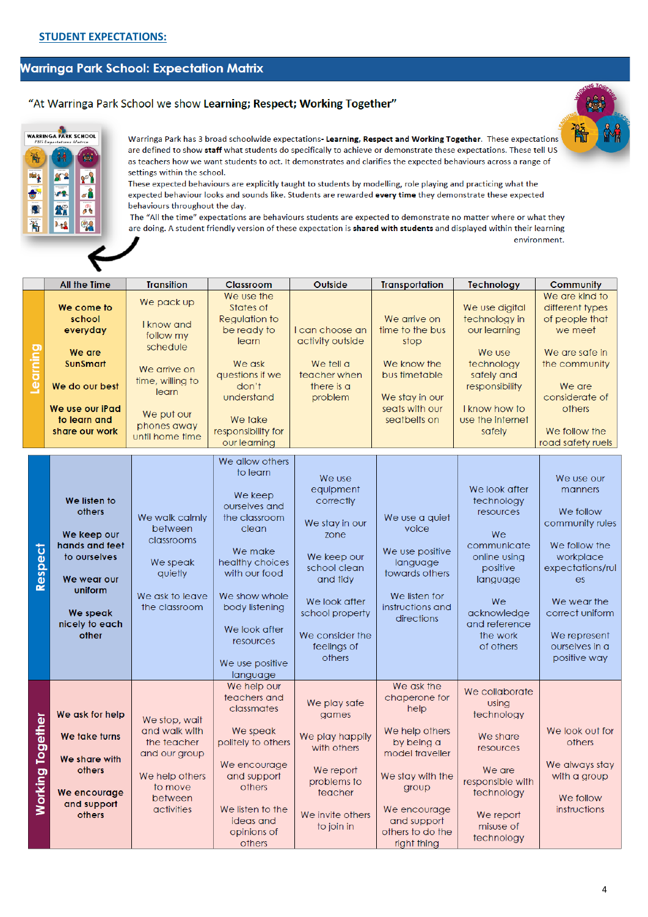**STUDENT EXPECTATIONS:**

## Warringa Park School: Expectation Matrix

"At Warringa Park School we show **Learning; Respect; Working Together**"

Warringa Park has 3 broad schoolwide expectations- **Learning, Respect and Working Together**. These expectations are defined to show **staff** what students do specifically to achieve or demonstrate these expectations. These tell US as teachers how we want students to act. It demonstrates and clarifies the expected behaviours across a range of settings within the school.

These expected behaviours are explicitly taught to students by modelling, role playing and practicing what the expected behaviour looks and sounds like. Students are rewarded **every** time they demonstrate these expected behaviours throughout the day.

The "All the time" expectations are behaviours students are expected to demonstrate no matter where or what they are doing. A student friendly version of these expectation is **shared with students** and displayed within their learning environment.

| | All the Time | Transition | Classroom | Outside | Transportation | Technology | Community |
|---|---|---|---|---|---|---|---|
| **Learning** | **We come to school everyday**<br>**We are SunSmart**<br>**We do our best**<br>**We use our iPad to learn and share our work** | We pack up<br>I know and follow my schedule<br>We arrive on time, willing to learn<br>We put our phones away until home time | We use the States of Regulation to be ready to learn<br>We ask questions if we don't understand<br>We take responsibility for our learning | I can choose an activity outside<br>We tell a teacher when there is a problem | We arrive on time to the bus stop<br>We know the bus timetable<br>We stay in our seats with our seatbelts on | We use digital technology in our learning<br>We use technology safely and responsibility<br>I know how to use the internet safely | We are kind to different types of people that we meet<br>We are safe in the community<br>We are considerate of others<br>We follow the road safety ruels |
| **Respect** | **We listen to others**<br>**We keep our hands and feet to ourselves**<br>**We wear our uniform**<br>**We speak nicely to each other** | We walk calmly between classrooms<br>We speak quietly<br>We ask to leave the classroom | We allow others to learn<br>We keep ourselves and the classroom clean<br>We make healthy choices with our food<br>We show whole body listening<br>We look after resources<br>We use positive language | We use equipment correctly<br>We stay in our zone<br>We keep our school clean and tidy<br>We look after school property<br>We consider the feelings of others | We use a quiet voice<br>We use positive language towards others<br>We listen for instructions and directions | We look after technology resources<br>We communicate online using positive language<br>We acknowledge and reference the work of others | We use our manners<br>We follow community rules<br>We follow the workplace expectations/rules<br>We wear the correct uniform<br>We represent ourselves in a positive way |
| **Working Together** | **We ask for help**<br>**We take turns**<br>**We share with others**<br>**We encourage and support others** | We stop, wait and walk with the teacher and our group<br>We help others to move between activities | We help our teachers and classmates<br>We speak politely to others<br>We encourage and support others<br>We listen to the ideas and opinions of others | We play safe games<br>We play happily with others<br>We report problems to teacher<br>We invite others to join in | We ask the chaperone for help<br>We help others by being a model traveller<br>We stay with the group<br>We encourage and support others to do the right thing | We collaborate using technology<br>We share resources<br>We are responsible with technology<br>We report misuse of technology | We look out for others<br>We always stay with a group<br>We follow instructions |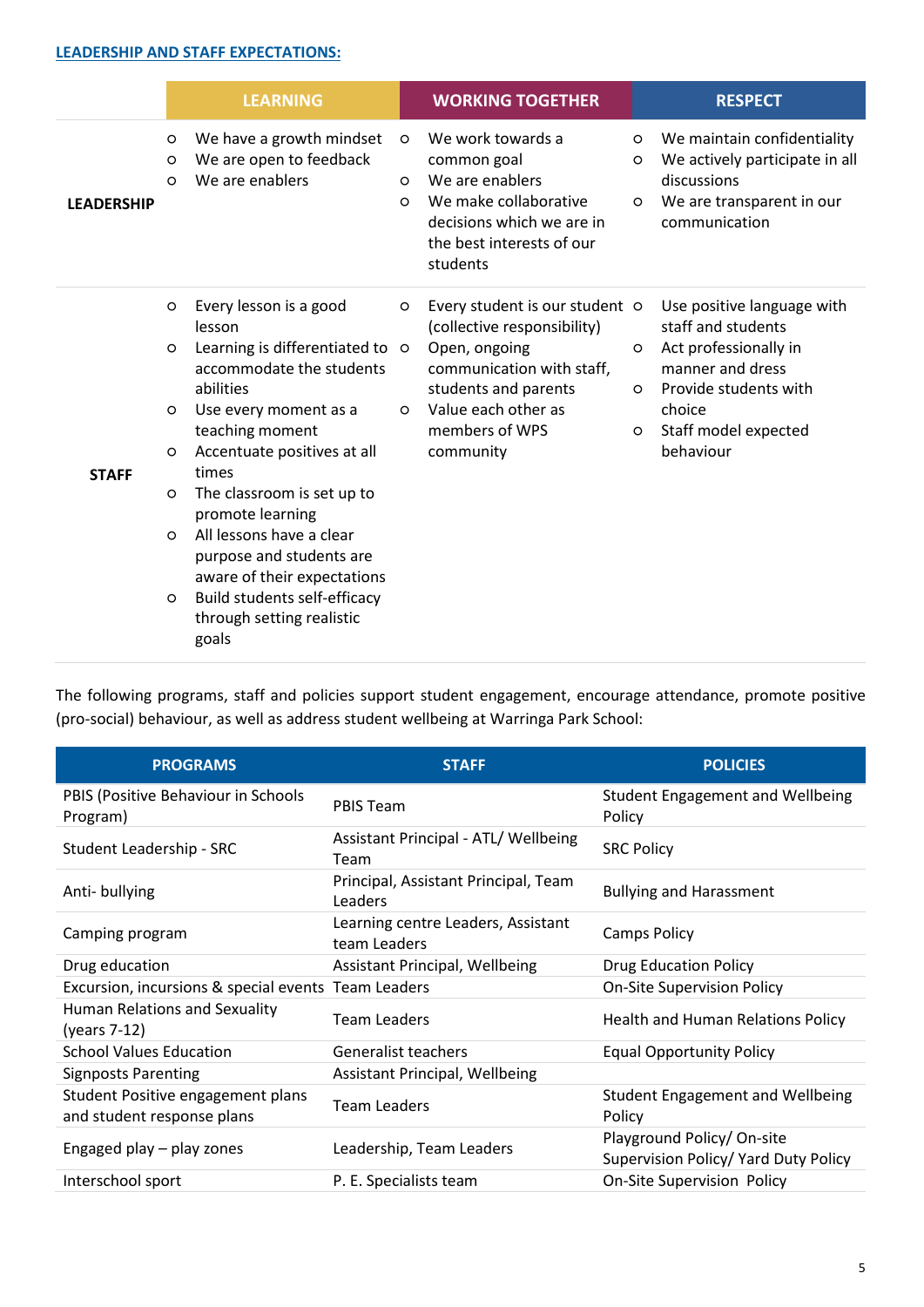## LEADERSHIP AND STAFF EXPECTATIONS:

| | LEARNING | WORKING TOGETHER | RESPECT |
|---|---|---|---|
| **LEADERSHIP** | ○ We have a growth mindset<br>○ We are open to feedback<br>○ We are enablers | ○ We work towards a common goal<br>○ We are enablers<br>○ We make collaborative decisions which we are in the best interests of our students | ○ We maintain confidentiality<br>○ We actively participate in all discussions<br>○ We are transparent in our communication |
| **STAFF** | ○ Every lesson is a good lesson<br>○ Learning is differentiated to accommodate the students abilities<br>○ Use every moment as a teaching moment<br>○ Accentuate positives at all times<br>○ The classroom is set up to promote learning<br>○ All lessons have a clear purpose and students are aware of their expectations<br>○ Build students self-efficacy through setting realistic goals | ○ Every student is our student (collective responsibility)<br>○ Open, ongoing communication with staff, students and parents<br>○ Value each other as members of WPS community | ○ Use positive language with staff and students<br>○ Act professionally in manner and dress<br>○ Provide students with choice<br>○ Staff model expected behaviour |

The following programs, staff and policies support student engagement, encourage attendance, promote positive (pro-social) behaviour, as well as address student wellbeing at Warringa Park School:

| PROGRAMS | STAFF | POLICIES |
|---|---|---|
| PBIS (Positive Behaviour in Schools Program) | PBIS Team | Student Engagement and Wellbeing Policy |
| Student Leadership - SRC | Assistant Principal - ATL/ Wellbeing Team | SRC Policy |
| Anti- bullying | Principal, Assistant Principal, Team Leaders | Bullying and Harassment |
| Camping program | Learning centre Leaders, Assistant team Leaders | Camps Policy |
| Drug education | Assistant Principal, Wellbeing | Drug Education Policy |
| Excursion, incursions & special events | Team Leaders | On-Site Supervision Policy |
| Human Relations and Sexuality (years 7-12) | Team Leaders | Health and Human Relations Policy |
| School Values Education | Generalist teachers | Equal Opportunity Policy |
| Signposts Parenting | Assistant Principal, Wellbeing | |
| Student Positive engagement plans and student response plans | Team Leaders | Student Engagement and Wellbeing Policy |
| Engaged play – play zones | Leadership, Team Leaders | Playground Policy/ On-site Supervision Policy/ Yard Duty Policy |
| Interschool sport | P. E. Specialists team | On-Site Supervision Policy |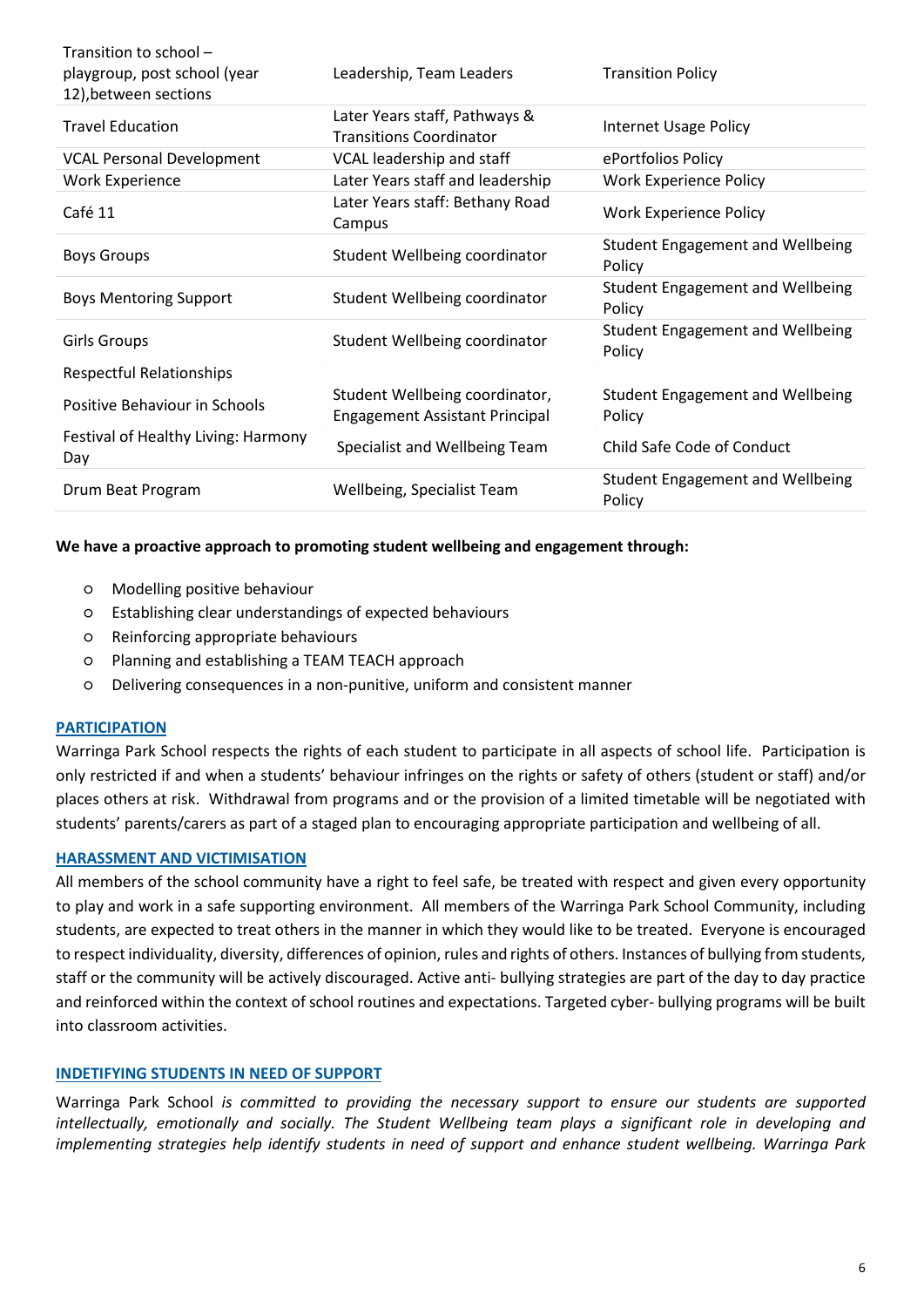| | | |
|---|---|---|
| Transition to school – playgroup, post school (year 12),between sections | Leadership, Team Leaders | Transition Policy |
| Travel Education | Later Years staff, Pathways & Transitions Coordinator | Internet Usage Policy |
| VCAL Personal Development | VCAL leadership and staff | ePortfolios Policy |
| Work Experience | Later Years staff and leadership | Work Experience Policy |
| Café 11 | Later Years staff: Bethany Road Campus | Work Experience Policy |
| Boys Groups | Student Wellbeing coordinator | Student Engagement and Wellbeing Policy |
| Boys Mentoring Support | Student Wellbeing coordinator | Student Engagement and Wellbeing Policy |
| Girls Groups | Student Wellbeing coordinator | Student Engagement and Wellbeing Policy |
| Respectful Relationships | | |
| Positive Behaviour in Schools | Student Wellbeing coordinator, Engagement Assistant Principal | Student Engagement and Wellbeing Policy |
| Festival of Healthy Living: Harmony Day | Specialist and Wellbeing Team | Child Safe Code of Conduct |
| Drum Beat Program | Wellbeing, Specialist Team | Student Engagement and Wellbeing Policy |

**We have a proactive approach to promoting student wellbeing and engagement through:**

- Modelling positive behaviour
- Establishing clear understandings of expected behaviours
- Reinforcing appropriate behaviours
- Planning and establishing a TEAM TEACH approach
- Delivering consequences in a non-punitive, uniform and consistent manner

## PARTICIPATION

Warringa Park School respects the rights of each student to participate in all aspects of school life. Participation is only restricted if and when a students' behaviour infringes on the rights or safety of others (student or staff) and/or places others at risk. Withdrawal from programs and or the provision of a limited timetable will be negotiated with students' parents/carers as part of a staged plan to encouraging appropriate participation and wellbeing of all.

## HARASSMENT AND VICTIMISATION

All members of the school community have a right to feel safe, be treated with respect and given every opportunity to play and work in a safe supporting environment. All members of the Warringa Park School Community, including students, are expected to treat others in the manner in which they would like to be treated. Everyone is encouraged to respect individuality, diversity, differences of opinion, rules and rights of others. Instances of bullying from students, staff or the community will be actively discouraged. Active anti- bullying strategies are part of the day to day practice and reinforced within the context of school routines and expectations. Targeted cyber- bullying programs will be built into classroom activities.

## INDETIFYING STUDENTS IN NEED OF SUPPORT

Warringa Park School *is committed to providing the necessary support to ensure our students are supported intellectually, emotionally and socially. The Student Wellbeing team plays a significant role in developing and implementing strategies help identify students in need of support and enhance student wellbeing. Warringa Park*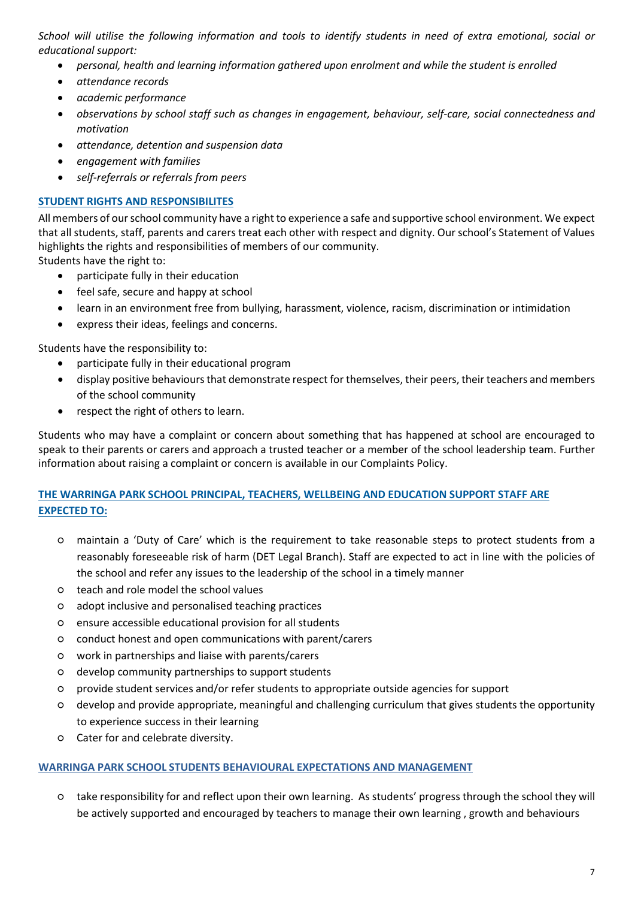*School will utilise the following information and tools to identify students in need of extra emotional, social or educational support:*

- *personal, health and learning information gathered upon enrolment and while the student is enrolled*
- *attendance records*
- *academic performance*
- *observations by school staff such as changes in engagement, behaviour, self-care, social connectedness and motivation*
- *attendance, detention and suspension data*
- *engagement with families*
- *self-referrals or referrals from peers*

## STUDENT RIGHTS AND RESPONSIBILITES

All members of our school community have a right to experience a safe and supportive school environment. We expect that all students, staff, parents and carers treat each other with respect and dignity. Our school's Statement of Values highlights the rights and responsibilities of members of our community.

Students have the right to:

- participate fully in their education
- feel safe, secure and happy at school
- learn in an environment free from bullying, harassment, violence, racism, discrimination or intimidation
- express their ideas, feelings and concerns.

Students have the responsibility to:

- participate fully in their educational program
- display positive behaviours that demonstrate respect for themselves, their peers, their teachers and members of the school community
- respect the right of others to learn.

Students who may have a complaint or concern about something that has happened at school are encouraged to speak to their parents or carers and approach a trusted teacher or a member of the school leadership team. Further information about raising a complaint or concern is available in our Complaints Policy.

## THE WARRINGA PARK SCHOOL PRINCIPAL, TEACHERS, WELLBEING AND EDUCATION SUPPORT STAFF ARE EXPECTED TO:

- maintain a 'Duty of Care' which is the requirement to take reasonable steps to protect students from a reasonably foreseeable risk of harm (DET Legal Branch). Staff are expected to act in line with the policies of the school and refer any issues to the leadership of the school in a timely manner
- teach and role model the school values
- adopt inclusive and personalised teaching practices
- ensure accessible educational provision for all students
- conduct honest and open communications with parent/carers
- work in partnerships and liaise with parents/carers
- develop community partnerships to support students
- provide student services and/or refer students to appropriate outside agencies for support
- develop and provide appropriate, meaningful and challenging curriculum that gives students the opportunity to experience success in their learning
- Cater for and celebrate diversity.

## WARRINGA PARK SCHOOL STUDENTS BEHAVIOURAL EXPECTATIONS AND MANAGEMENT

- take responsibility for and reflect upon their own learning. As students' progress through the school they will be actively supported and encouraged by teachers to manage their own learning , growth and behaviours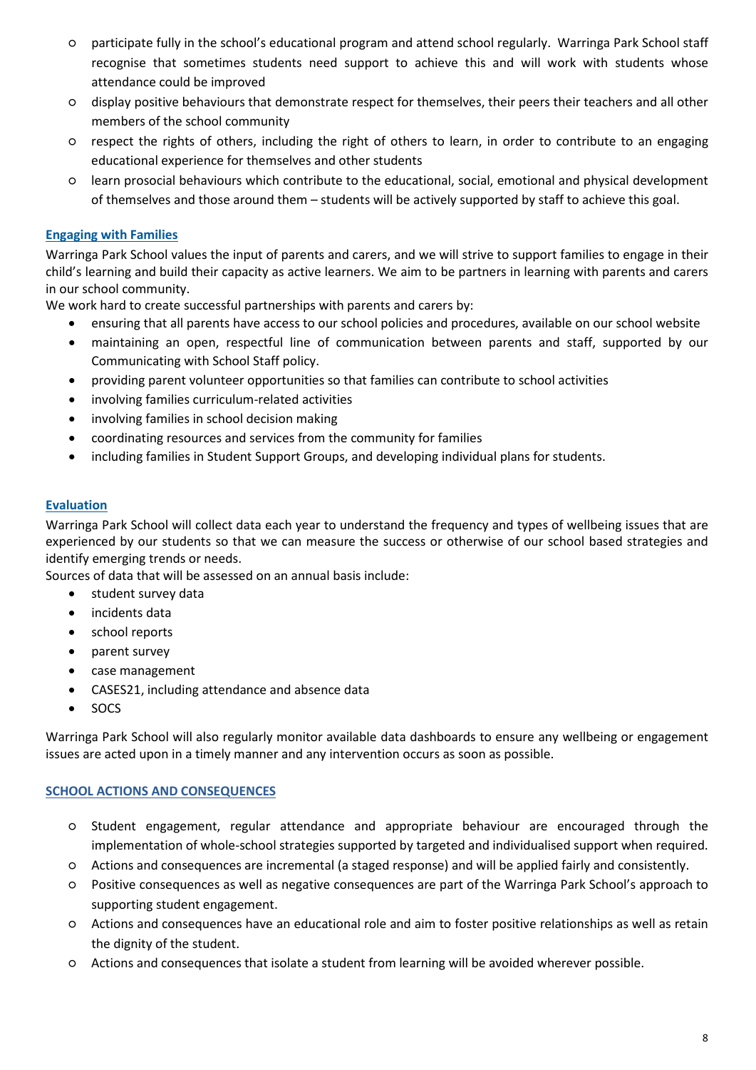- participate fully in the school's educational program and attend school regularly. Warringa Park School staff recognise that sometimes students need support to achieve this and will work with students whose attendance could be improved
- display positive behaviours that demonstrate respect for themselves, their peers their teachers and all other members of the school community
- respect the rights of others, including the right of others to learn, in order to contribute to an engaging educational experience for themselves and other students
- learn prosocial behaviours which contribute to the educational, social, emotional and physical development of themselves and those around them – students will be actively supported by staff to achieve this goal.

### Engaging with Families

Warringa Park School values the input of parents and carers, and we will strive to support families to engage in their child's learning and build their capacity as active learners. We aim to be partners in learning with parents and carers in our school community.

We work hard to create successful partnerships with parents and carers by:

- ensuring that all parents have access to our school policies and procedures, available on our school website
- maintaining an open, respectful line of communication between parents and staff, supported by our Communicating with School Staff policy.
- providing parent volunteer opportunities so that families can contribute to school activities
- involving families curriculum-related activities
- involving families in school decision making
- coordinating resources and services from the community for families
- including families in Student Support Groups, and developing individual plans for students.

### Evaluation

Warringa Park School will collect data each year to understand the frequency and types of wellbeing issues that are experienced by our students so that we can measure the success or otherwise of our school based strategies and identify emerging trends or needs.

Sources of data that will be assessed on an annual basis include:

- student survey data
- incidents data
- school reports
- parent survey
- case management
- CASES21, including attendance and absence data
- SOCS

Warringa Park School will also regularly monitor available data dashboards to ensure any wellbeing or engagement issues are acted upon in a timely manner and any intervention occurs as soon as possible.

## SCHOOL ACTIONS AND CONSEQUENCES

- Student engagement, regular attendance and appropriate behaviour are encouraged through the implementation of whole-school strategies supported by targeted and individualised support when required.
- Actions and consequences are incremental (a staged response) and will be applied fairly and consistently.
- Positive consequences as well as negative consequences are part of the Warringa Park School's approach to supporting student engagement.
- Actions and consequences have an educational role and aim to foster positive relationships as well as retain the dignity of the student.
- Actions and consequences that isolate a student from learning will be avoided wherever possible.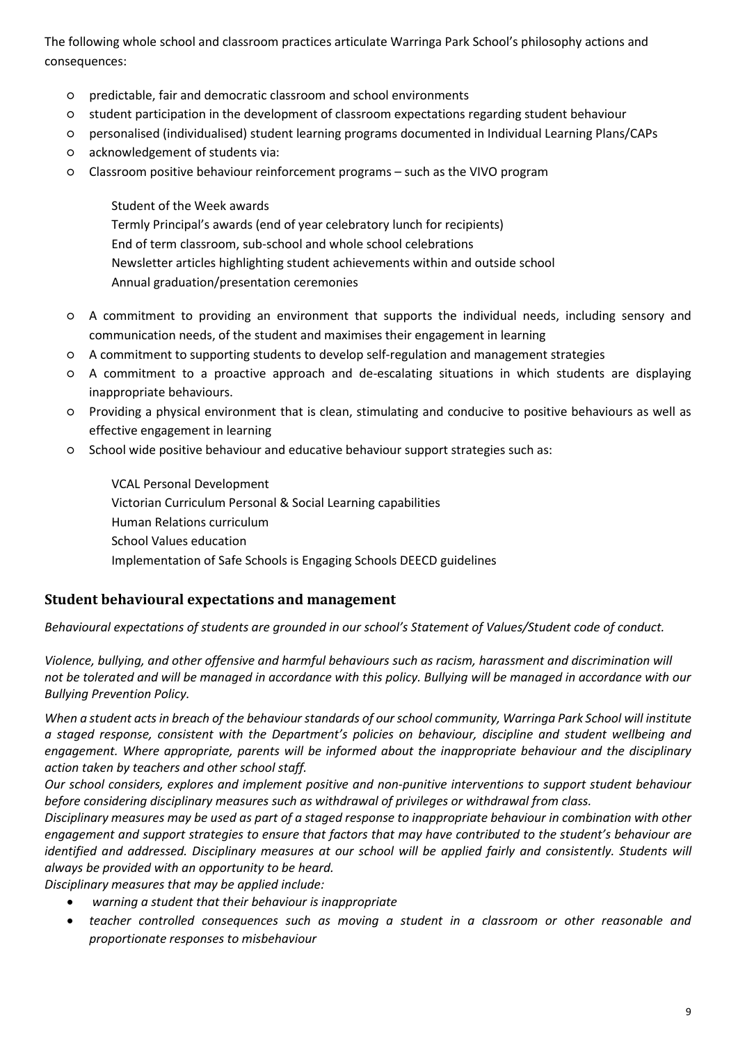The following whole school and classroom practices articulate Warringa Park School's philosophy actions and consequences:

- predictable, fair and democratic classroom and school environments
- student participation in the development of classroom expectations regarding student behaviour
- personalised (individualised) student learning programs documented in Individual Learning Plans/CAPs
- acknowledgement of students via:
- Classroom positive behaviour reinforcement programs – such as the VIVO program

  Student of the Week awards
  Termly Principal's awards (end of year celebratory lunch for recipients)
  End of term classroom, sub-school and whole school celebrations
  Newsletter articles highlighting student achievements within and outside school
  Annual graduation/presentation ceremonies

- A commitment to providing an environment that supports the individual needs, including sensory and communication needs, of the student and maximises their engagement in learning
- A commitment to supporting students to develop self-regulation and management strategies
- A commitment to a proactive approach and de-escalating situations in which students are displaying inappropriate behaviours.
- Providing a physical environment that is clean, stimulating and conducive to positive behaviours as well as effective engagement in learning
- School wide positive behaviour and educative behaviour support strategies such as:

  VCAL Personal Development
  Victorian Curriculum Personal & Social Learning capabilities
  Human Relations curriculum
  School Values education
  Implementation of Safe Schools is Engaging Schools DEECD guidelines

## Student behavioural expectations and management

*Behavioural expectations of students are grounded in our school's Statement of Values/Student code of conduct.*

*Violence, bullying, and other offensive and harmful behaviours such as racism, harassment and discrimination will not be tolerated and will be managed in accordance with this policy. Bullying will be managed in accordance with our Bullying Prevention Policy.*

*When a student acts in breach of the behaviour standards of our school community, Warringa Park School will institute a staged response, consistent with the Department's policies on behaviour, discipline and student wellbeing and engagement. Where appropriate, parents will be informed about the inappropriate behaviour and the disciplinary action taken by teachers and other school staff.*

*Our school considers, explores and implement positive and non-punitive interventions to support student behaviour before considering disciplinary measures such as withdrawal of privileges or withdrawal from class.*

*Disciplinary measures may be used as part of a staged response to inappropriate behaviour in combination with other engagement and support strategies to ensure that factors that may have contributed to the student's behaviour are identified and addressed. Disciplinary measures at our school will be applied fairly and consistently. Students will always be provided with an opportunity to be heard.*

*Disciplinary measures that may be applied include:*

- *warning a student that their behaviour is inappropriate*
- *teacher controlled consequences such as moving a student in a classroom or other reasonable and proportionate responses to misbehaviour*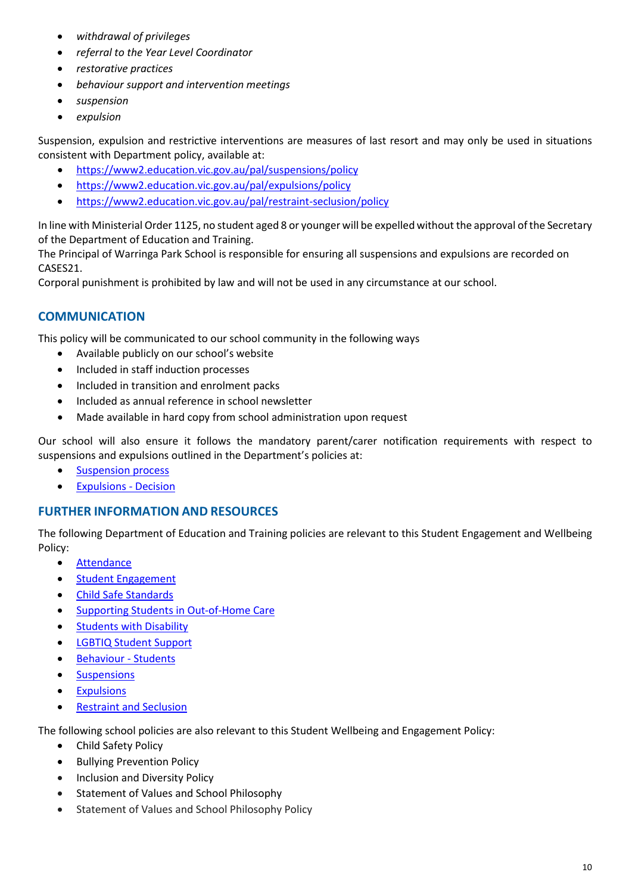- *withdrawal of privileges*
- *referral to the Year Level Coordinator*
- *restorative practices*
- *behaviour support and intervention meetings*
- *suspension*
- *expulsion*

Suspension, expulsion and restrictive interventions are measures of last resort and may only be used in situations consistent with Department policy, available at:

- https://www2.education.vic.gov.au/pal/suspensions/policy
- https://www2.education.vic.gov.au/pal/expulsions/policy
- https://www2.education.vic.gov.au/pal/restraint-seclusion/policy

In line with Ministerial Order 1125, no student aged 8 or younger will be expelled without the approval of the Secretary of the Department of Education and Training.
The Principal of Warringa Park School is responsible for ensuring all suspensions and expulsions are recorded on CASES21.
Corporal punishment is prohibited by law and will not be used in any circumstance at our school.

## COMMUNICATION

This policy will be communicated to our school community in the following ways

- Available publicly on our school's website
- Included in staff induction processes
- Included in transition and enrolment packs
- Included as annual reference in school newsletter
- Made available in hard copy from school administration upon request

Our school will also ensure it follows the mandatory parent/carer notification requirements with respect to suspensions and expulsions outlined in the Department's policies at:

- Suspension process
- Expulsions - Decision

## FURTHER INFORMATION AND RESOURCES

The following Department of Education and Training policies are relevant to this Student Engagement and Wellbeing Policy:

- Attendance
- Student Engagement
- Child Safe Standards
- Supporting Students in Out-of-Home Care
- Students with Disability
- LGBTIQ Student Support
- Behaviour - Students
- Suspensions
- Expulsions
- Restraint and Seclusion

The following school policies are also relevant to this Student Wellbeing and Engagement Policy:

- Child Safety Policy
- Bullying Prevention Policy
- Inclusion and Diversity Policy
- Statement of Values and School Philosophy
- Statement of Values and School Philosophy Policy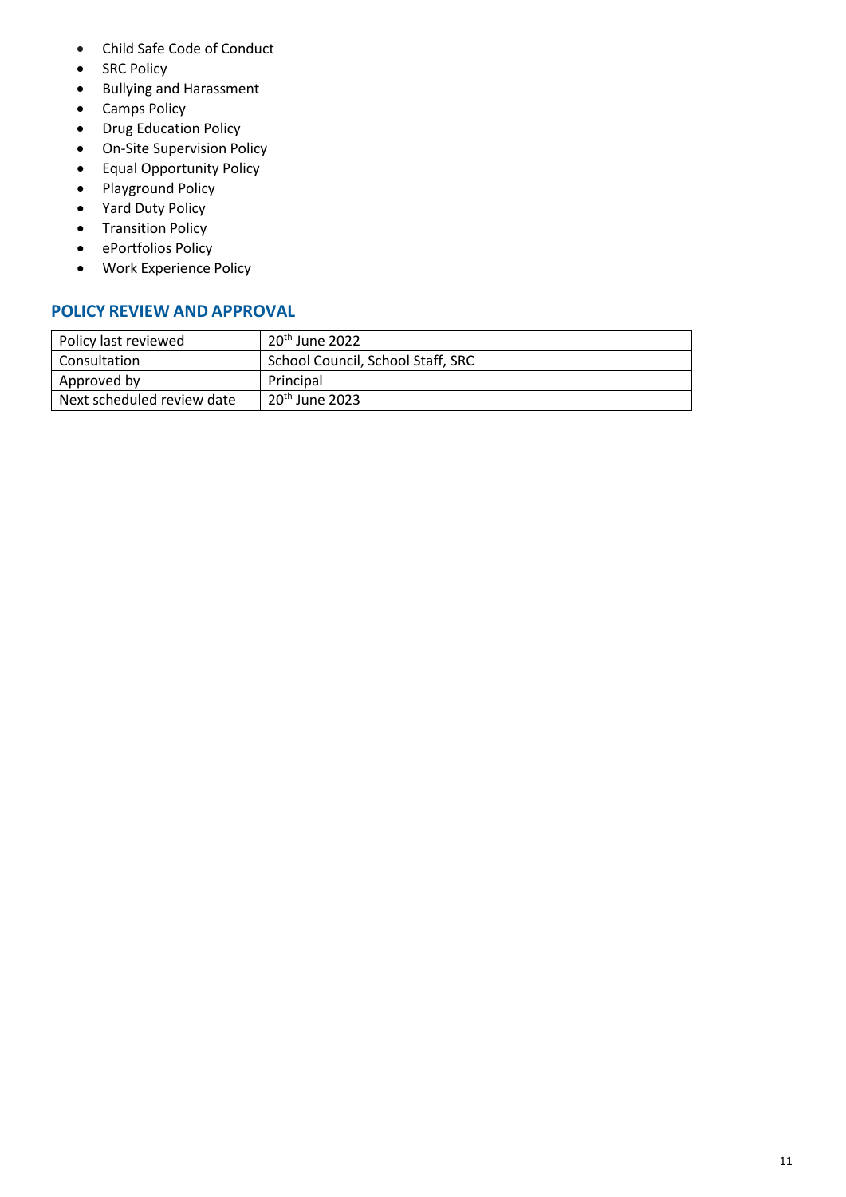- Child Safe Code of Conduct
- SRC Policy
- Bullying and Harassment
- Camps Policy
- Drug Education Policy
- On-Site Supervision Policy
- Equal Opportunity Policy
- Playground Policy
- Yard Duty Policy
- Transition Policy
- ePortfolios Policy
- Work Experience Policy

## POLICY REVIEW AND APPROVAL

| | |
|---|---|
| Policy last reviewed | 20th June 2022 |
| Consultation | School Council, School Staff, SRC |
| Approved by | Principal |
| Next scheduled review date | 20th June 2023 |